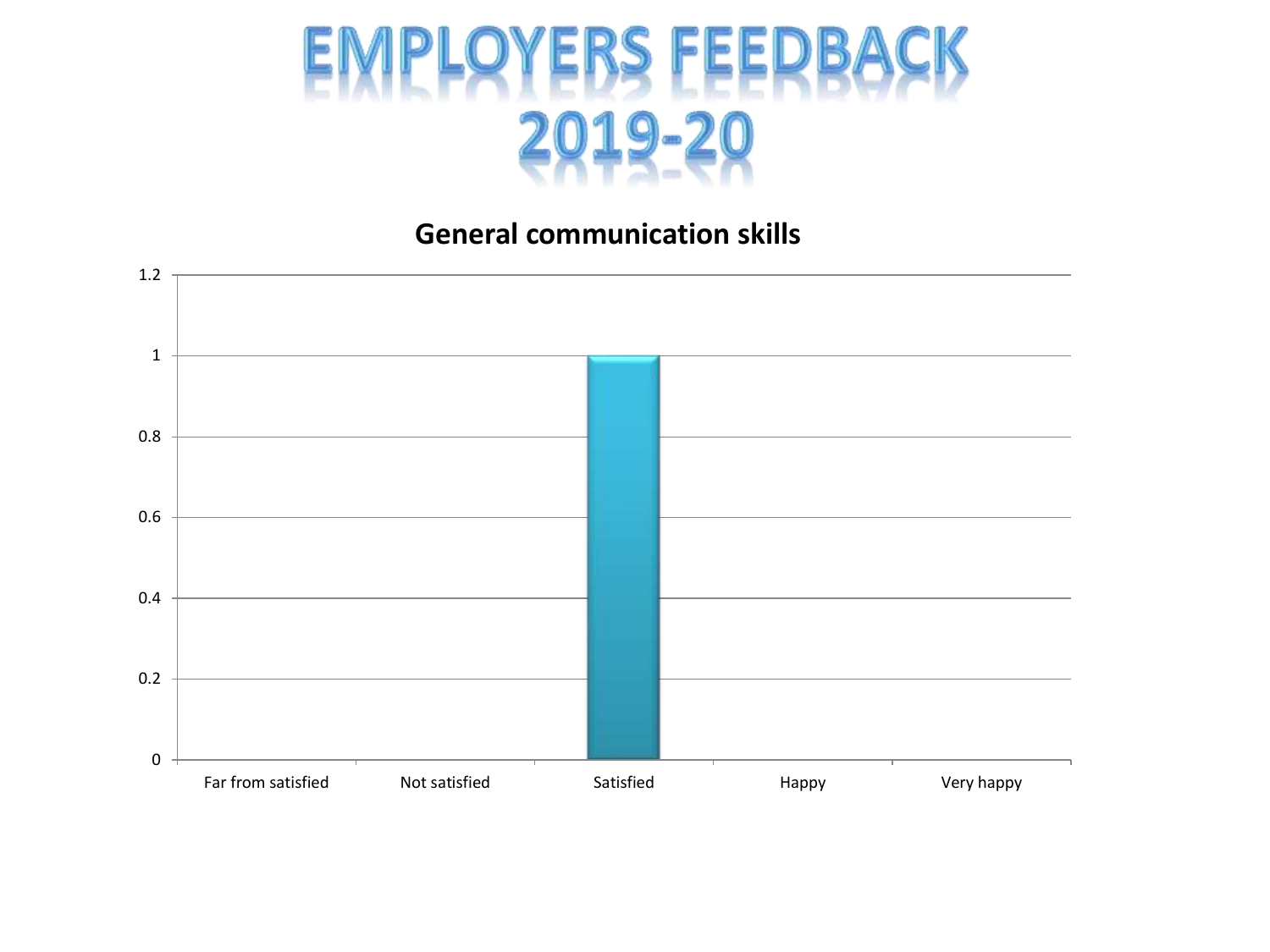# EMPLOYERS FEEDBACK 2019-20

## General communication skills

| Rating | Value |
| --- | --- |
| Far from satisfied | 0 |
| Not satisfied | 0 |
| Satisfied | 1 |
| Happy | 0 |
| Very happy | 0 |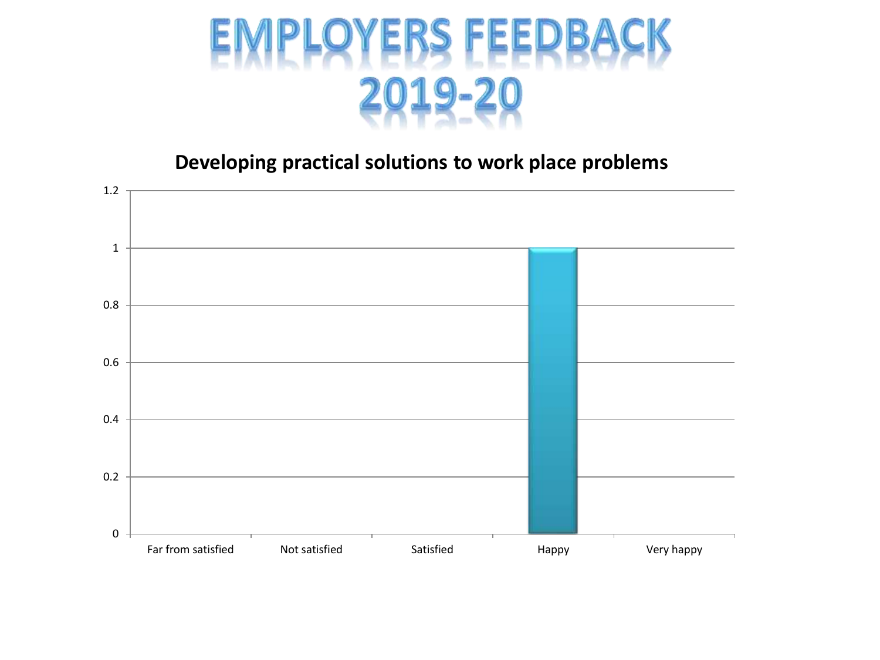# EMPLOYERS FEEDBACK 2019-20

## Developing practical solutions to work place problems

| Far from satisfied | Not satisfied | Satisfied | Happy | Very happy |
|---|---|---|---|---|
| 0 | 0 | 0 | 1 | 0 |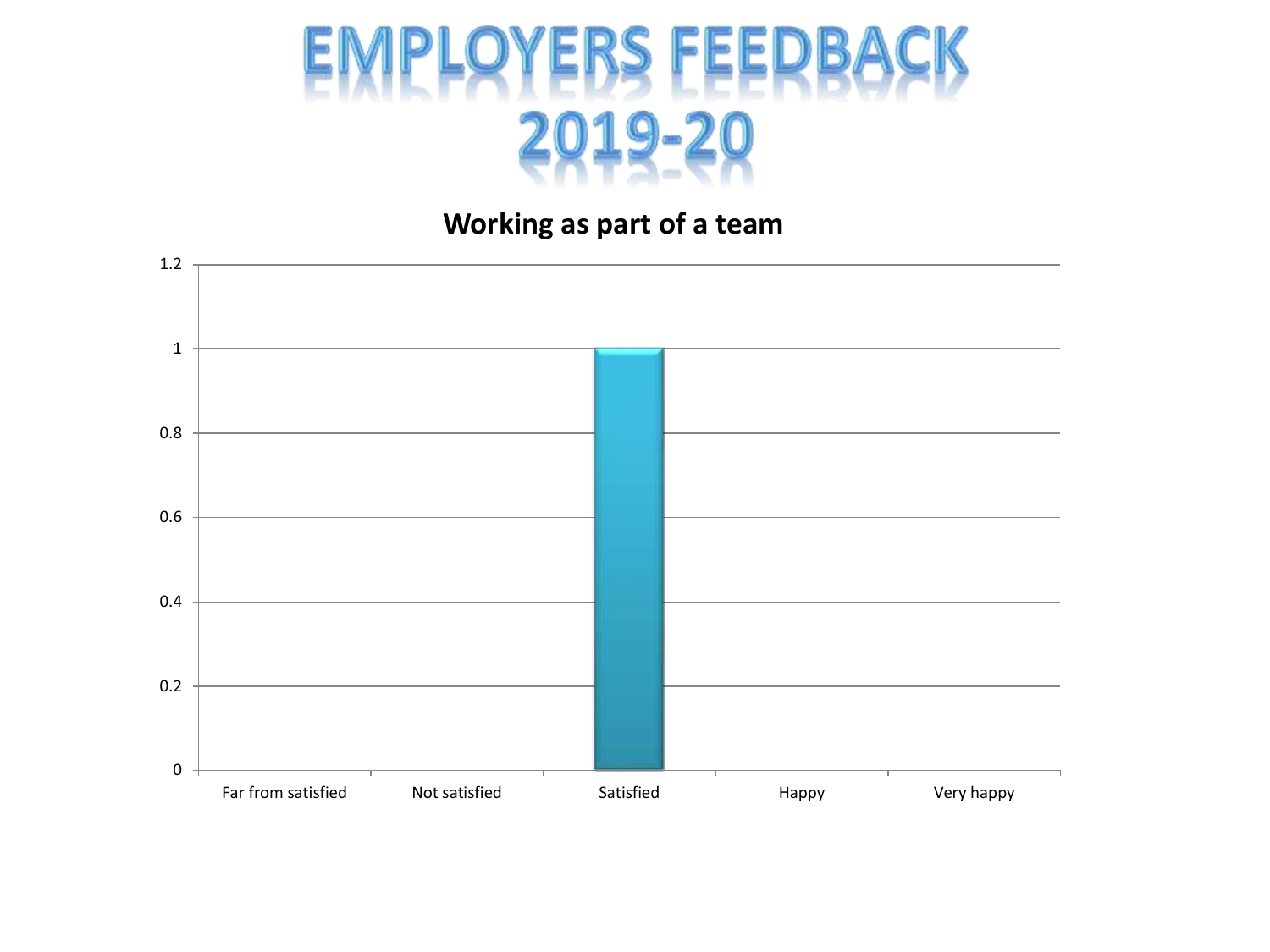# EMPLOYERS FEEDBACK 2019-20

## Working as part of a team

| Far from satisfied | Not satisfied | Satisfied | Happy | Very happy |
|---|---|---|---|---|
| 0 | 0 | 1 | 0 | 0 |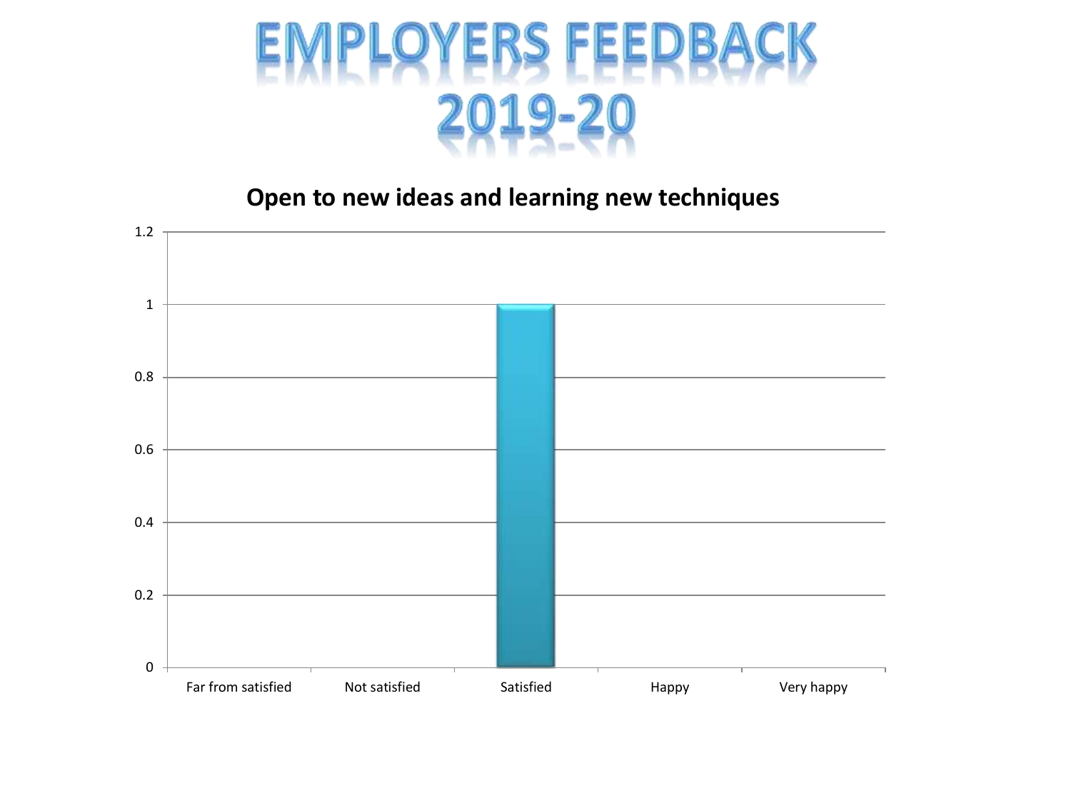# EMPLOYERS FEEDBACK 2019-20

## Open to new ideas and learning new techniques

| Rating | Value |
|---|---|
| Far from satisfied | 0 |
| Not satisfied | 0 |
| Satisfied | 1 |
| Happy | 0 |
| Very happy | 0 |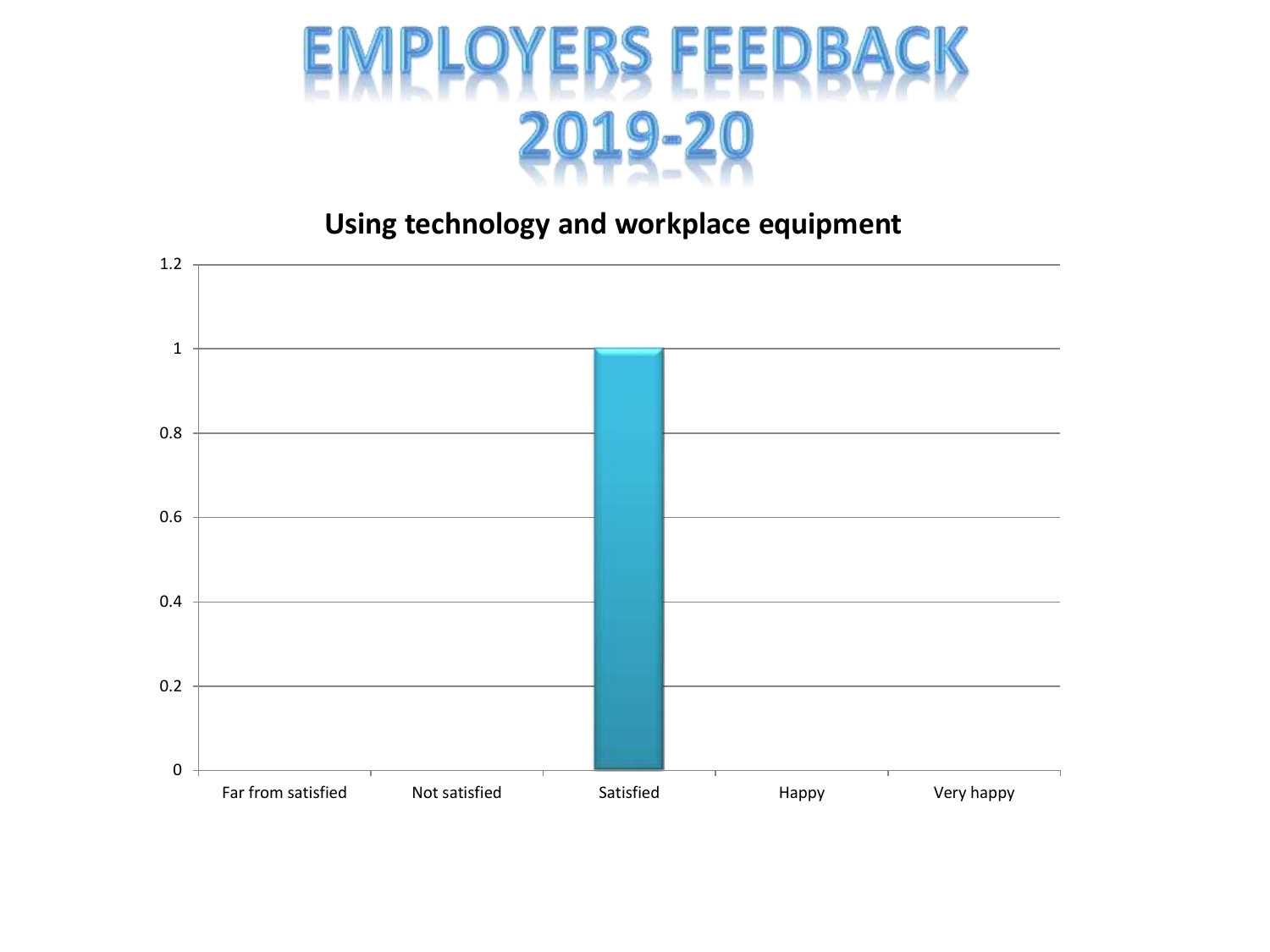# EMPLOYERS FEEDBACK 2019-20

## Using technology and workplace equipment

| Rating | Value |
|---|---|
| Far from satisfied | 0 |
| Not satisfied | 0 |
| Satisfied | 1 |
| Happy | 0 |
| Very happy | 0 |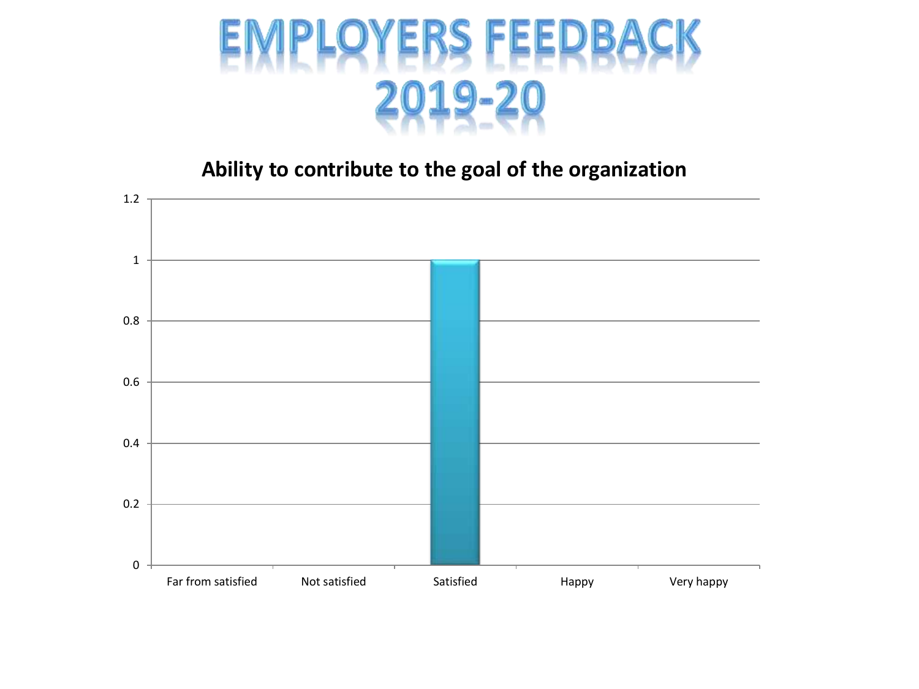# EMPLOYERS FEEDBACK 2019-20

## Ability to contribute to the goal of the organization

| Far from satisfied | Not satisfied | Satisfied | Happy | Very happy |
|---|---|---|---|---|
| 0 | 0 | 1 | 0 | 0 |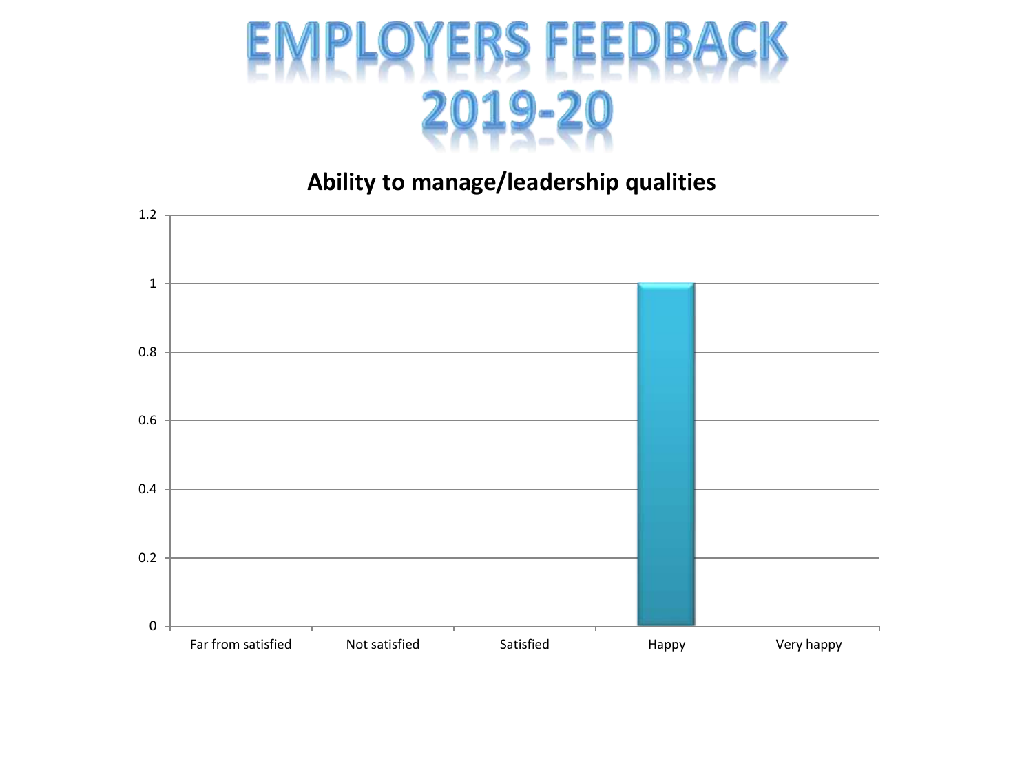# EMPLOYERS FEEDBACK 2019-20

## Ability to manage/leadership qualities

| Rating | Value |
|---|---|
| Far from satisfied | 0 |
| Not satisfied | 0 |
| Satisfied | 0 |
| Happy | 1 |
| Very happy | 0 |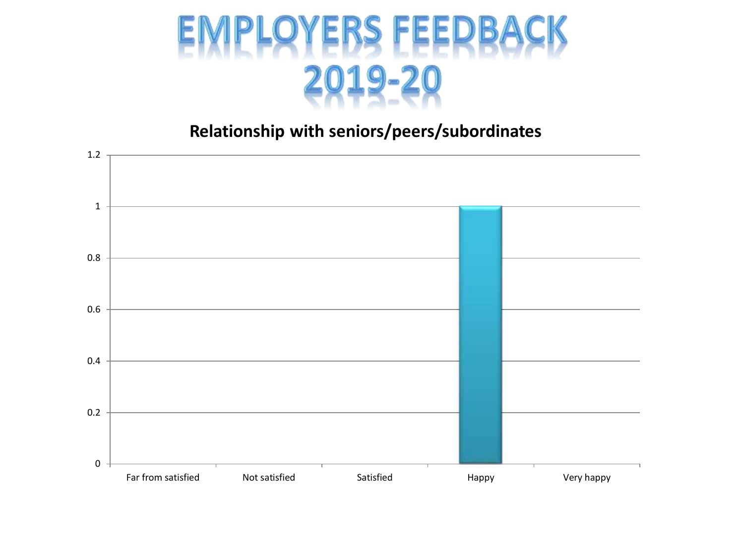# EMPLOYERS FEEDBACK 2019-20

## Relationship with seniors/peers/subordinates

| Category | Value |
|---|---|
| Far from satisfied | 0 |
| Not satisfied | 0 |
| Satisfied | 0 |
| Happy | 1 |
| Very happy | 0 |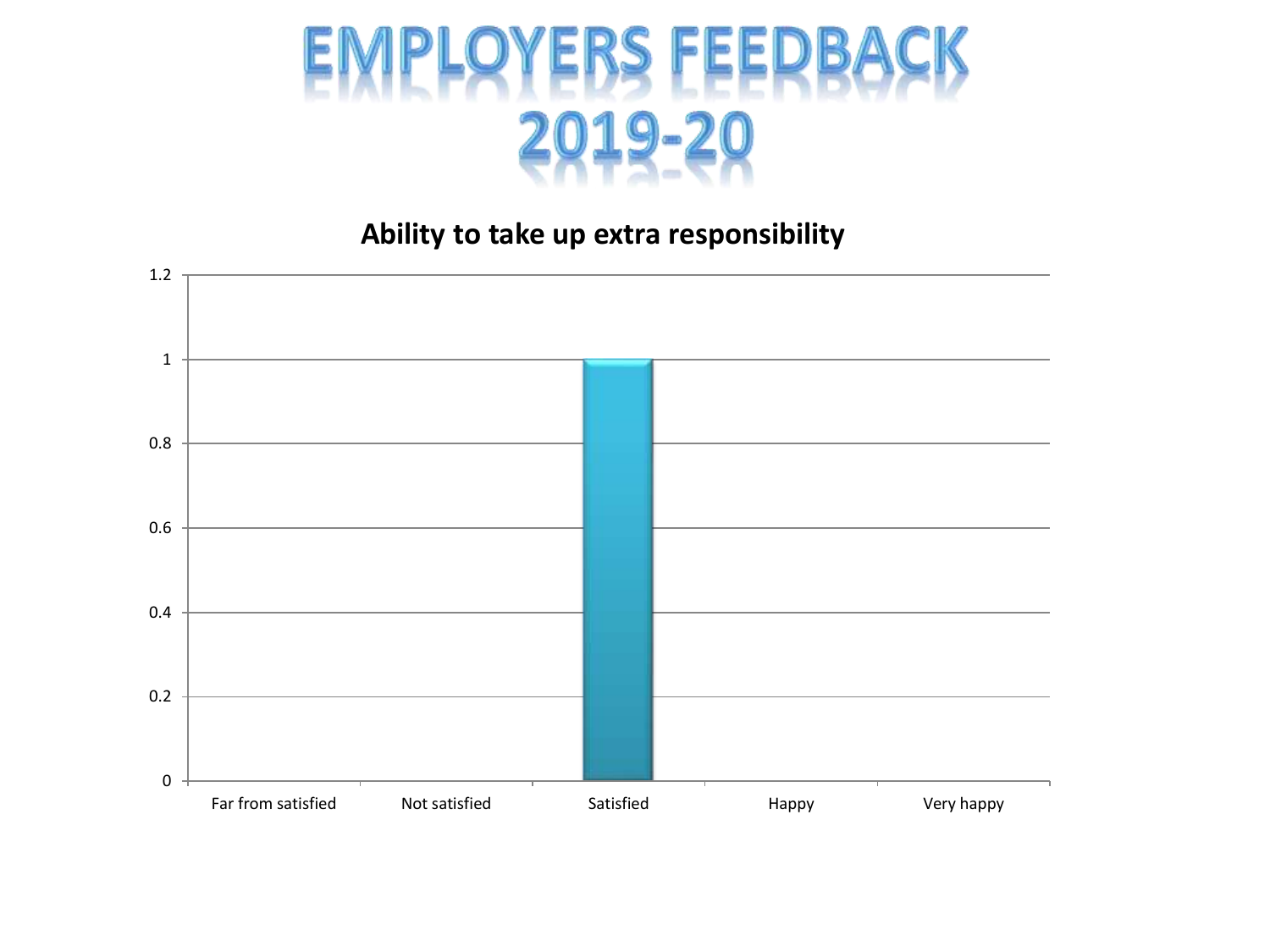# EMPLOYERS FEEDBACK 2019-20

## Ability to take up extra responsibility

| | Far from satisfied | Not satisfied | Satisfied | Happy | Very happy |
|---|---|---|---|---|---|
| | 0 | 0 | 1 | 0 | 0 |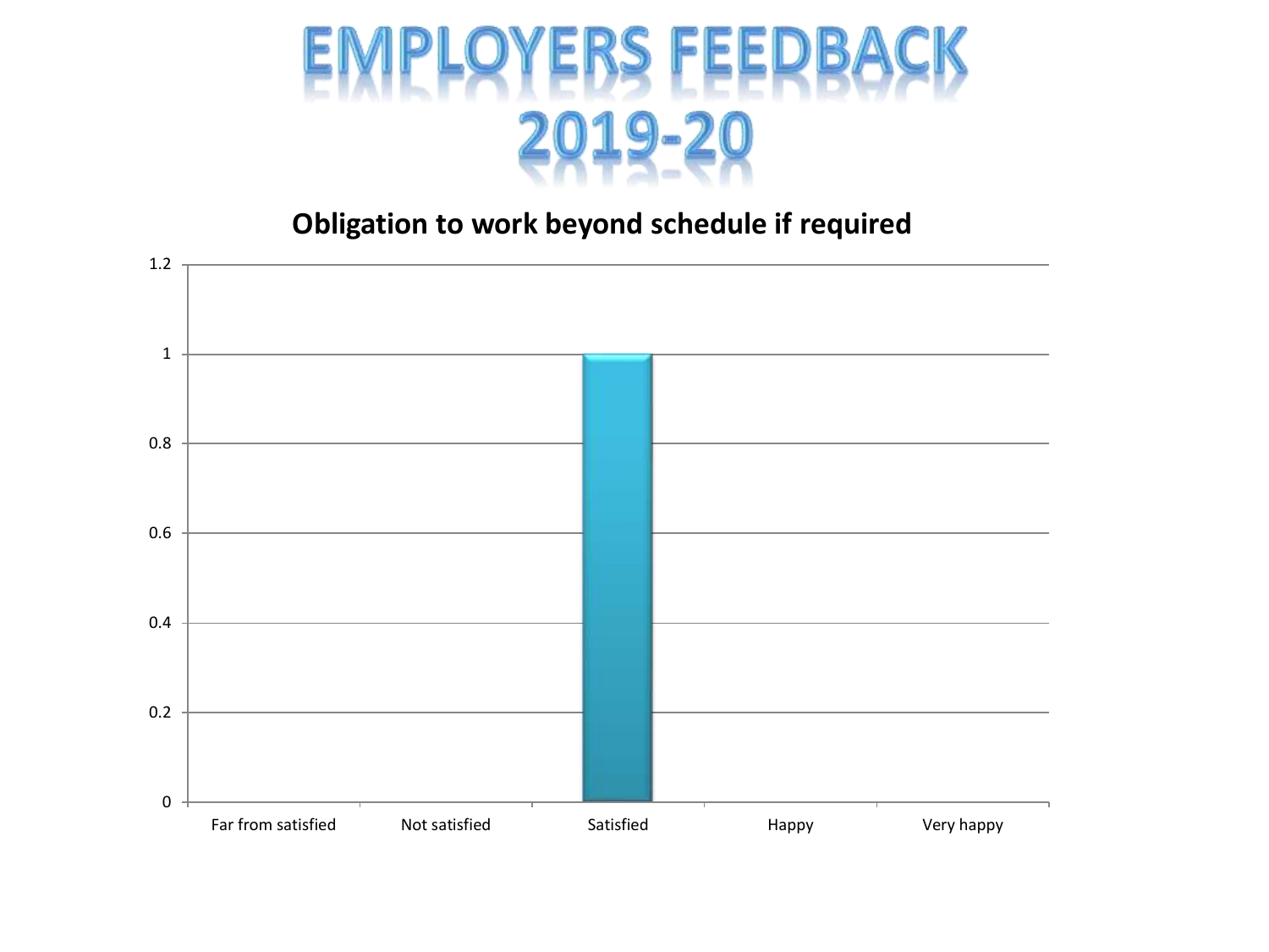# EMPLOYERS FEEDBACK 2019-20

**Obligation to work beyond schedule if required**

1.2
1
0.8
0.6
0.4
0.2
0

Far from satisfied
Not satisfied
Satisfied
Happy
Very happy